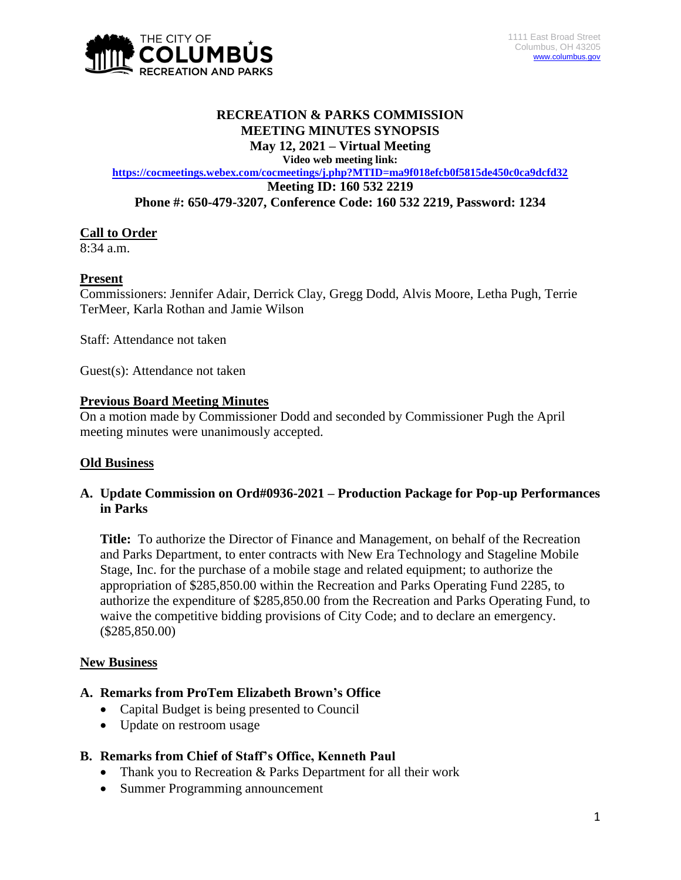THE CITY OF COLUMBUS RECREATION AND PARKS

1111 East Broad Street
Columbus, OH 43205
www.columbus.gov

# RECREATION & PARKS COMMISSION
## MEETING MINUTES SYNOPSIS
**May 12, 2021 – Virtual Meeting**

**Video web meeting link:**
**https://cocmeetings.webex.com/cocmeetings/j.php?MTID=ma9f018efcb0f5815de450c0ca9dcfd32**

**Meeting ID: 160 532 2219**

**Phone #: 650-479-3207, Conference Code: 160 532 2219, Password: 1234**

**Call to Order**

8:34 a.m.

**Present**

Commissioners: Jennifer Adair, Derrick Clay, Gregg Dodd, Alvis Moore, Letha Pugh, Terrie TerMeer, Karla Rothan and Jamie Wilson

Staff: Attendance not taken

Guest(s): Attendance not taken

**Previous Board Meeting Minutes**

On a motion made by Commissioner Dodd and seconded by Commissioner Pugh the April meeting minutes were unanimously accepted.

**Old Business**

**A. Update Commission on Ord#0936-2021 – Production Package for Pop-up Performances in Parks**

**Title:** To authorize the Director of Finance and Management, on behalf of the Recreation and Parks Department, to enter contracts with New Era Technology and Stageline Mobile Stage, Inc. for the purchase of a mobile stage and related equipment; to authorize the appropriation of $285,850.00 within the Recreation and Parks Operating Fund 2285, to authorize the expenditure of $285,850.00 from the Recreation and Parks Operating Fund, to waive the competitive bidding provisions of City Code; and to declare an emergency. ($285,850.00)

**New Business**

**A. Remarks from ProTem Elizabeth Brown's Office**

- Capital Budget is being presented to Council
- Update on restroom usage

**B. Remarks from Chief of Staff's Office, Kenneth Paul**

- Thank you to Recreation & Parks Department for all their work
- Summer Programming announcement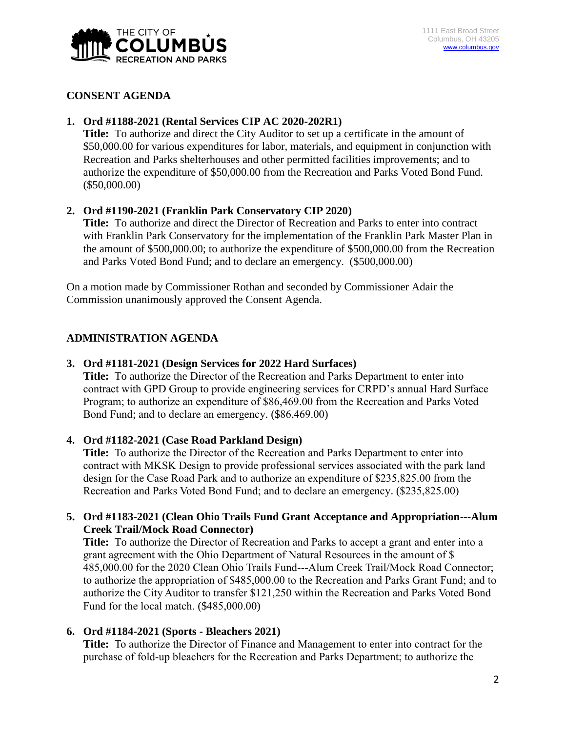## CONSENT AGENDA

1. **Ord #1188-2021 (Rental Services CIP AC 2020-202R1)**
   **Title:** To authorize and direct the City Auditor to set up a certificate in the amount of $50,000.00 for various expenditures for labor, materials, and equipment in conjunction with Recreation and Parks shelterhouses and other permitted facilities improvements; and to authorize the expenditure of $50,000.00 from the Recreation and Parks Voted Bond Fund. ($50,000.00)

2. **Ord #1190-2021 (Franklin Park Conservatory CIP 2020)**
   **Title:** To authorize and direct the Director of Recreation and Parks to enter into contract with Franklin Park Conservatory for the implementation of the Franklin Park Master Plan in the amount of $500,000.00; to authorize the expenditure of $500,000.00 from the Recreation and Parks Voted Bond Fund; and to declare an emergency. ($500,000.00)

On a motion made by Commissioner Rothan and seconded by Commissioner Adair the Commission unanimously approved the Consent Agenda.

## ADMINISTRATION AGENDA

3. **Ord #1181-2021 (Design Services for 2022 Hard Surfaces)**
   **Title:** To authorize the Director of the Recreation and Parks Department to enter into contract with GPD Group to provide engineering services for CRPD's annual Hard Surface Program; to authorize an expenditure of $86,469.00 from the Recreation and Parks Voted Bond Fund; and to declare an emergency. ($86,469.00)

4. **Ord #1182-2021 (Case Road Parkland Design)**
   **Title:** To authorize the Director of the Recreation and Parks Department to enter into contract with MKSK Design to provide professional services associated with the park land design for the Case Road Park and to authorize an expenditure of $235,825.00 from the Recreation and Parks Voted Bond Fund; and to declare an emergency. ($235,825.00)

5. **Ord #1183-2021 (Clean Ohio Trails Fund Grant Acceptance and Appropriation---Alum Creek Trail/Mock Road Connector)**
   **Title:** To authorize the Director of Recreation and Parks to accept a grant and enter into a grant agreement with the Ohio Department of Natural Resources in the amount of $ 485,000.00 for the 2020 Clean Ohio Trails Fund---Alum Creek Trail/Mock Road Connector; to authorize the appropriation of $485,000.00 to the Recreation and Parks Grant Fund; and to authorize the City Auditor to transfer $121,250 within the Recreation and Parks Voted Bond Fund for the local match. ($485,000.00)

6. **Ord #1184-2021 (Sports - Bleachers 2021)**
   **Title:** To authorize the Director of Finance and Management to enter into contract for the purchase of fold-up bleachers for the Recreation and Parks Department; to authorize the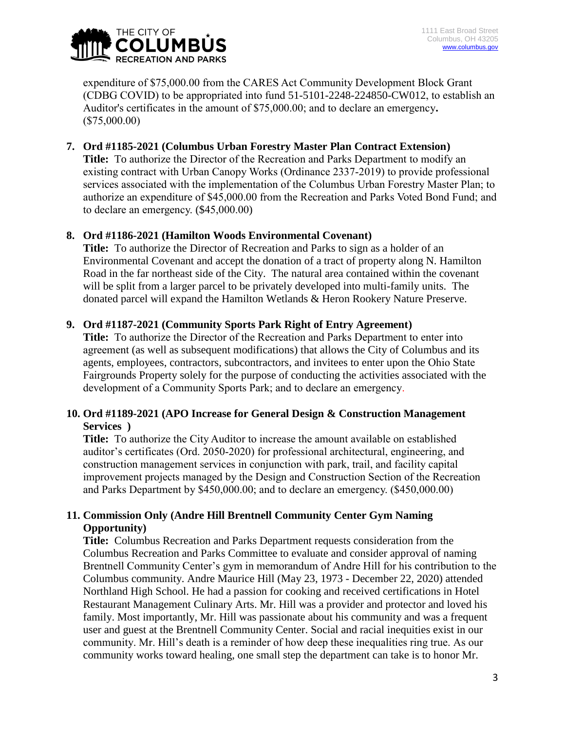expenditure of $75,000.00 from the CARES Act Community Development Block Grant (CDBG COVID) to be appropriated into fund 51-5101-2248-224850-CW012, to establish an Auditor's certificates in the amount of $75,000.00; and to declare an emergency**.** ($75,000.00)

7. **Ord #1185-2021 (Columbus Urban Forestry Master Plan Contract Extension)**
   **Title:** To authorize the Director of the Recreation and Parks Department to modify an existing contract with Urban Canopy Works (Ordinance 2337-2019) to provide professional services associated with the implementation of the Columbus Urban Forestry Master Plan; to authorize an expenditure of $45,000.00 from the Recreation and Parks Voted Bond Fund; and to declare an emergency. ($45,000.00)

8. **Ord #1186-2021 (Hamilton Woods Environmental Covenant)**
   **Title:** To authorize the Director of Recreation and Parks to sign as a holder of an Environmental Covenant and accept the donation of a tract of property along N. Hamilton Road in the far northeast side of the City. The natural area contained within the covenant will be split from a larger parcel to be privately developed into multi-family units. The donated parcel will expand the Hamilton Wetlands & Heron Rookery Nature Preserve.

9. **Ord #1187-2021 (Community Sports Park Right of Entry Agreement)**
   **Title:** To authorize the Director of the Recreation and Parks Department to enter into agreement (as well as subsequent modifications) that allows the City of Columbus and its agents, employees, contractors, subcontractors, and invitees to enter upon the Ohio State Fairgrounds Property solely for the purpose of conducting the activities associated with the development of a Community Sports Park; and to declare an emergency.

10. **Ord #1189-2021 (APO Increase for General Design & Construction Management Services )**
    **Title:** To authorize the City Auditor to increase the amount available on established auditor's certificates (Ord. 2050-2020) for professional architectural, engineering, and construction management services in conjunction with park, trail, and facility capital improvement projects managed by the Design and Construction Section of the Recreation and Parks Department by $450,000.00; and to declare an emergency. ($450,000.00)

11. **Commission Only (Andre Hill Brentnell Community Center Gym Naming Opportunity)**
    **Title:** Columbus Recreation and Parks Department requests consideration from the Columbus Recreation and Parks Committee to evaluate and consider approval of naming Brentnell Community Center's gym in memorandum of Andre Hill for his contribution to the Columbus community. Andre Maurice Hill (May 23, 1973 - December 22, 2020) attended Northland High School. He had a passion for cooking and received certifications in Hotel Restaurant Management Culinary Arts. Mr. Hill was a provider and protector and loved his family. Most importantly, Mr. Hill was passionate about his community and was a frequent user and guest at the Brentnell Community Center. Social and racial inequities exist in our community. Mr. Hill's death is a reminder of how deep these inequalities ring true. As our community works toward healing, one small step the department can take is to honor Mr.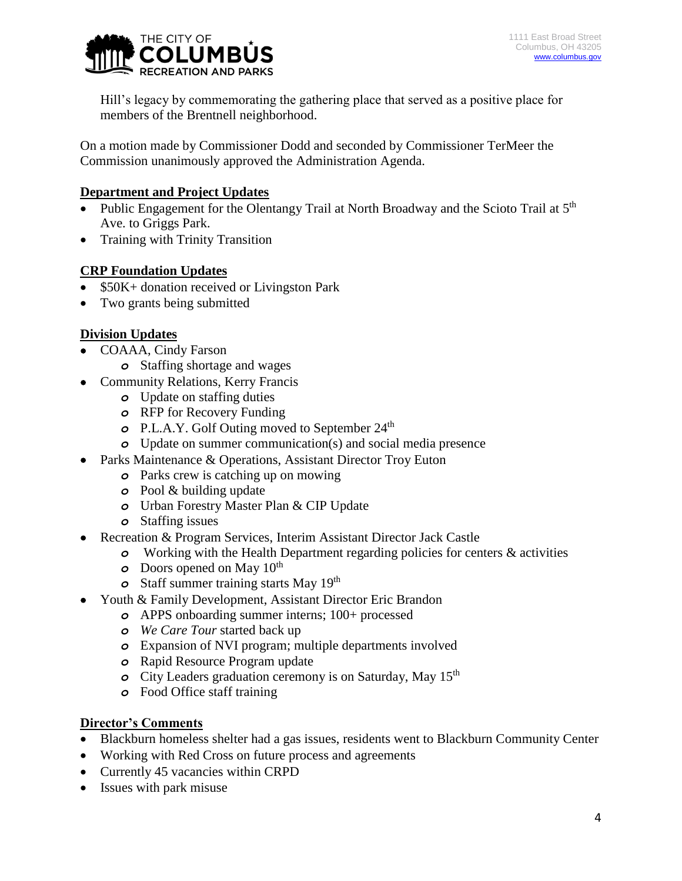Hill's legacy by commemorating the gathering place that served as a positive place for members of the Brentnell neighborhood.

On a motion made by Commissioner Dodd and seconded by Commissioner TerMeer the Commission unanimously approved the Administration Agenda.

**Department and Project Updates**

- Public Engagement for the Olentangy Trail at North Broadway and the Scioto Trail at 5th Ave. to Griggs Park.
- Training with Trinity Transition

**CRP Foundation Updates**

- $50K+ donation received or Livingston Park
- Two grants being submitted

**Division Updates**

- COAAA, Cindy Farson
  - Staffing shortage and wages
- Community Relations, Kerry Francis
  - Update on staffing duties
  - RFP for Recovery Funding
  - P.L.A.Y. Golf Outing moved to September 24th
  - Update on summer communication(s) and social media presence
- Parks Maintenance & Operations, Assistant Director Troy Euton
  - Parks crew is catching up on mowing
  - Pool & building update
  - Urban Forestry Master Plan & CIP Update
  - Staffing issues
- Recreation & Program Services, Interim Assistant Director Jack Castle
  - Working with the Health Department regarding policies for centers & activities
  - Doors opened on May 10th
  - Staff summer training starts May 19th
- Youth & Family Development, Assistant Director Eric Brandon
  - APPS onboarding summer interns; 100+ processed
  - *We Care Tour* started back up
  - Expansion of NVI program; multiple departments involved
  - Rapid Resource Program update
  - City Leaders graduation ceremony is on Saturday, May 15th
  - Food Office staff training

**Director's Comments**

- Blackburn homeless shelter had a gas issues, residents went to Blackburn Community Center
- Working with Red Cross on future process and agreements
- Currently 45 vacancies within CRPD
- Issues with park misuse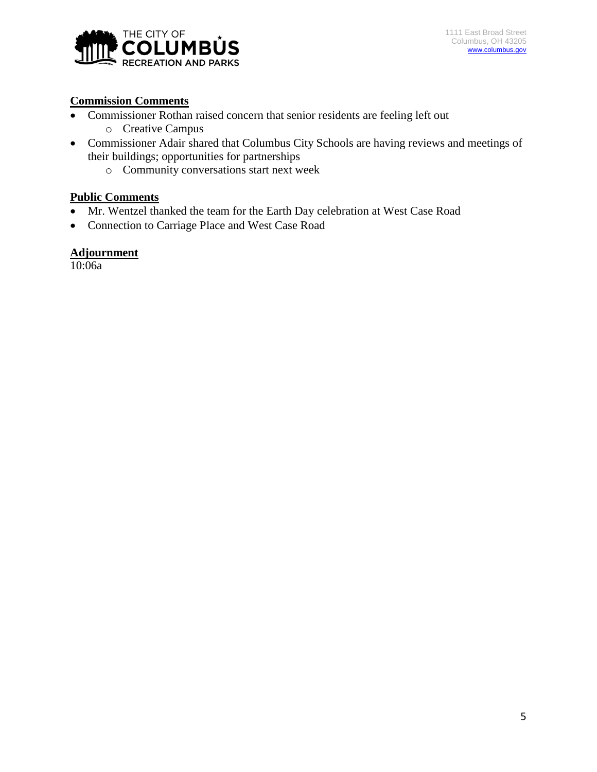**Commission Comments**

- Commissioner Rothan raised concern that senior residents are feeling left out
  - Creative Campus
- Commissioner Adair shared that Columbus City Schools are having reviews and meetings of their buildings; opportunities for partnerships
  - Community conversations start next week

**Public Comments**

- Mr. Wentzel thanked the team for the Earth Day celebration at West Case Road
- Connection to Carriage Place and West Case Road

**Adjournment**

10:06a